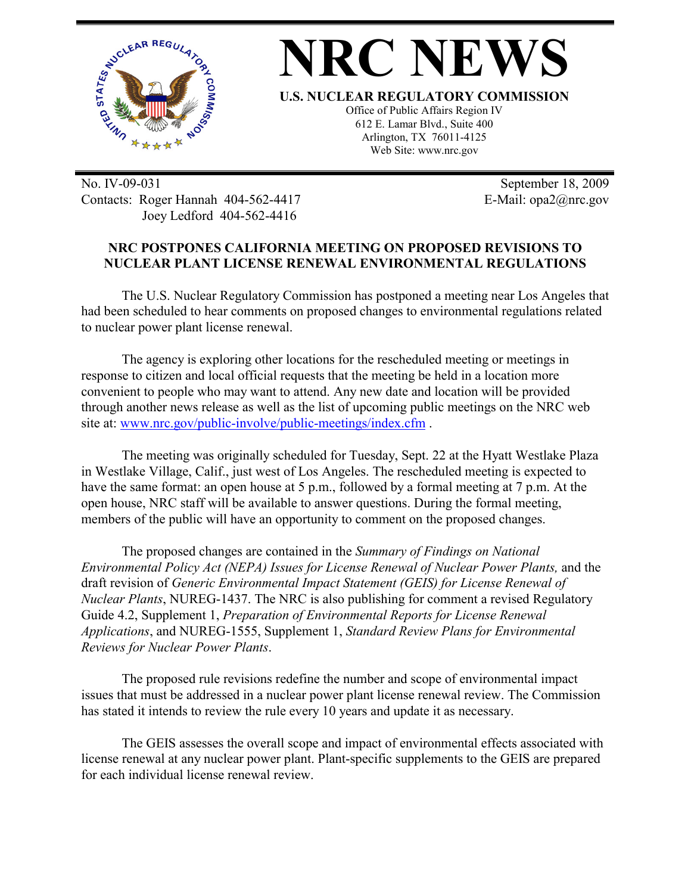# NRC NEWS

**U.S. NUCLEAR REGULATORY COMMISSION**

Office of Public Affairs Region IV
612 E. Lamar Blvd., Suite 400
Arlington, TX 76011-4125
Web Site: www.nrc.gov

No. IV-09-031
Contacts: Roger Hannah 404-562-4417
Joey Ledford 404-562-4416

September 18, 2009
E-Mail: opa2@nrc.gov

## NRC POSTPONES CALIFORNIA MEETING ON PROPOSED REVISIONS TO NUCLEAR PLANT LICENSE RENEWAL ENVIRONMENTAL REGULATIONS

The U.S. Nuclear Regulatory Commission has postponed a meeting near Los Angeles that had been scheduled to hear comments on proposed changes to environmental regulations related to nuclear power plant license renewal.

The agency is exploring other locations for the rescheduled meeting or meetings in response to citizen and local official requests that the meeting be held in a location more convenient to people who may want to attend. Any new date and location will be provided through another news release as well as the list of upcoming public meetings on the NRC web site at: www.nrc.gov/public-involve/public-meetings/index.cfm .

The meeting was originally scheduled for Tuesday, Sept. 22 at the Hyatt Westlake Plaza in Westlake Village, Calif., just west of Los Angeles. The rescheduled meeting is expected to have the same format: an open house at 5 p.m., followed by a formal meeting at 7 p.m. At the open house, NRC staff will be available to answer questions. During the formal meeting, members of the public will have an opportunity to comment on the proposed changes.

The proposed changes are contained in the *Summary of Findings on National Environmental Policy Act (NEPA) Issues for License Renewal of Nuclear Power Plants,* and the draft revision of *Generic Environmental Impact Statement (GEIS) for License Renewal of Nuclear Plants*, NUREG-1437. The NRC is also publishing for comment a revised Regulatory Guide 4.2, Supplement 1, *Preparation of Environmental Reports for License Renewal Applications*, and NUREG-1555, Supplement 1, *Standard Review Plans for Environmental Reviews for Nuclear Power Plants*.

The proposed rule revisions redefine the number and scope of environmental impact issues that must be addressed in a nuclear power plant license renewal review. The Commission has stated it intends to review the rule every 10 years and update it as necessary.

The GEIS assesses the overall scope and impact of environmental effects associated with license renewal at any nuclear power plant. Plant-specific supplements to the GEIS are prepared for each individual license renewal review.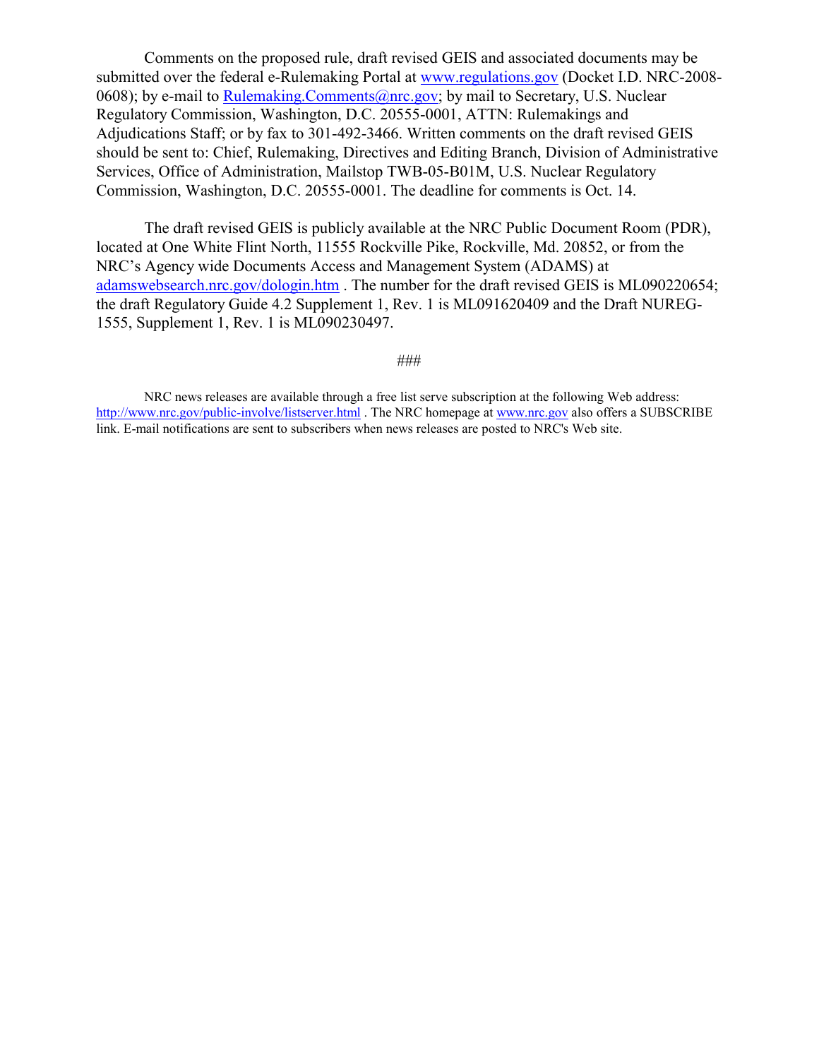Comments on the proposed rule, draft revised GEIS and associated documents may be submitted over the federal e-Rulemaking Portal at www.regulations.gov (Docket I.D. NRC-2008-0608); by e-mail to Rulemaking.Comments@nrc.gov; by mail to Secretary, U.S. Nuclear Regulatory Commission, Washington, D.C. 20555-0001, ATTN: Rulemakings and Adjudications Staff; or by fax to 301-492-3466. Written comments on the draft revised GEIS should be sent to: Chief, Rulemaking, Directives and Editing Branch, Division of Administrative Services, Office of Administration, Mailstop TWB-05-B01M, U.S. Nuclear Regulatory Commission, Washington, D.C. 20555-0001. The deadline for comments is Oct. 14.

The draft revised GEIS is publicly available at the NRC Public Document Room (PDR), located at One White Flint North, 11555 Rockville Pike, Rockville, Md. 20852, or from the NRC's Agency wide Documents Access and Management System (ADAMS) at adamswebsearch.nrc.gov/dologin.htm . The number for the draft revised GEIS is ML090220654; the draft Regulatory Guide 4.2 Supplement 1, Rev. 1 is ML091620409 and the Draft NUREG-1555, Supplement 1, Rev. 1 is ML090230497.

###

NRC news releases are available through a free list serve subscription at the following Web address: http://www.nrc.gov/public-involve/listserver.html . The NRC homepage at www.nrc.gov also offers a SUBSCRIBE link. E-mail notifications are sent to subscribers when news releases are posted to NRC's Web site.